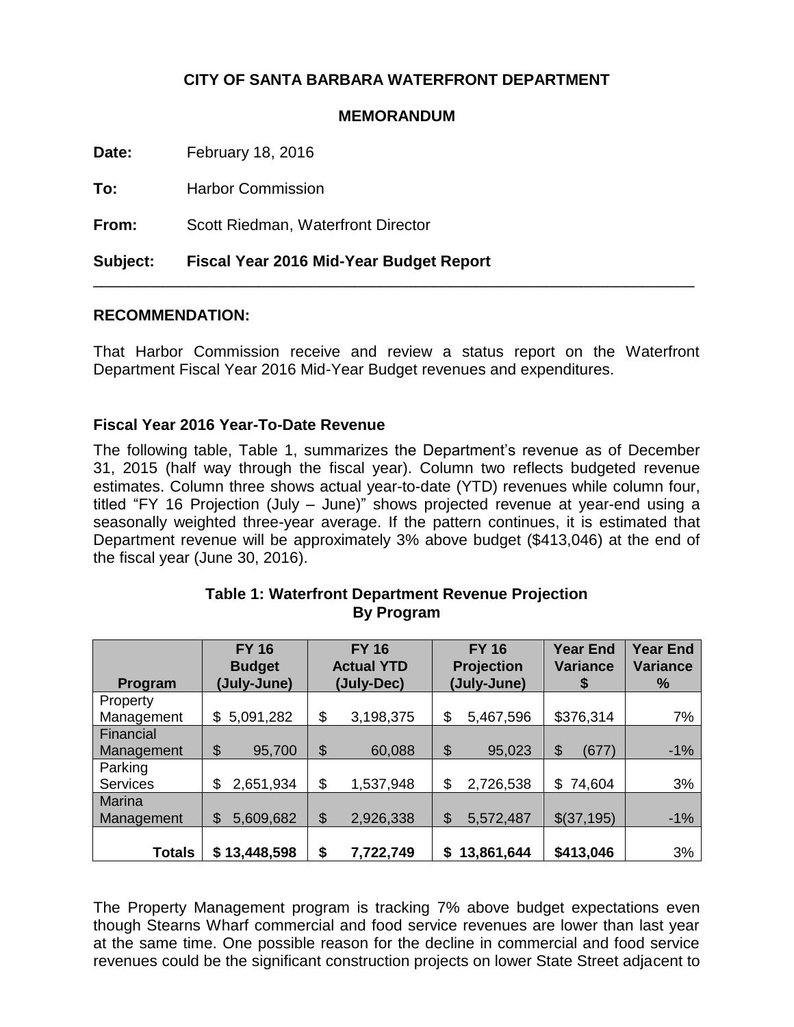**CITY OF SANTA BARBARA WATERFRONT DEPARTMENT**

**MEMORANDUM**

**Date:** February 18, 2016

**To:** Harbor Commission

**From:** Scott Riedman, Waterfront Director

**Subject: Fiscal Year 2016 Mid-Year Budget Report**

---

**RECOMMENDATION:**

That Harbor Commission receive and review a status report on the Waterfront Department Fiscal Year 2016 Mid-Year Budget revenues and expenditures.

**Fiscal Year 2016 Year-To-Date Revenue**

The following table, Table 1, summarizes the Department's revenue as of December 31, 2015 (half way through the fiscal year). Column two reflects budgeted revenue estimates. Column three shows actual year-to-date (YTD) revenues while column four, titled "FY 16 Projection (July – June)" shows projected revenue at year-end using a seasonally weighted three-year average. If the pattern continues, it is estimated that Department revenue will be approximately 3% above budget ($413,046) at the end of the fiscal year (June 30, 2016).

**Table 1: Waterfront Department Revenue Projection By Program**

| Program | FY 16 Budget (July-June) | FY 16 Actual YTD (July-Dec) | FY 16 Projection (July-June) | Year End Variance $ | Year End Variance % |
|---|---|---|---|---|---|
| Property Management | $ 5,091,282 | $ 3,198,375 | $ 5,467,596 | $376,314 | 7% |
| Financial Management | $ 95,700 | $ 60,088 | $ 95,023 | $ (677) | -1% |
| Parking Services | $ 2,651,934 | $ 1,537,948 | $ 2,726,538 | $ 74,604 | 3% |
| Marina Management | $ 5,609,682 | $ 2,926,338 | $ 5,572,487 | $(37,195) | -1% |
| **Totals** | **$ 13,448,598** | **$ 7,722,749** | **$ 13,861,644** | **$413,046** | 3% |

The Property Management program is tracking 7% above budget expectations even though Stearns Wharf commercial and food service revenues are lower than last year at the same time. One possible reason for the decline in commercial and food service revenues could be the significant construction projects on lower State Street adjacent to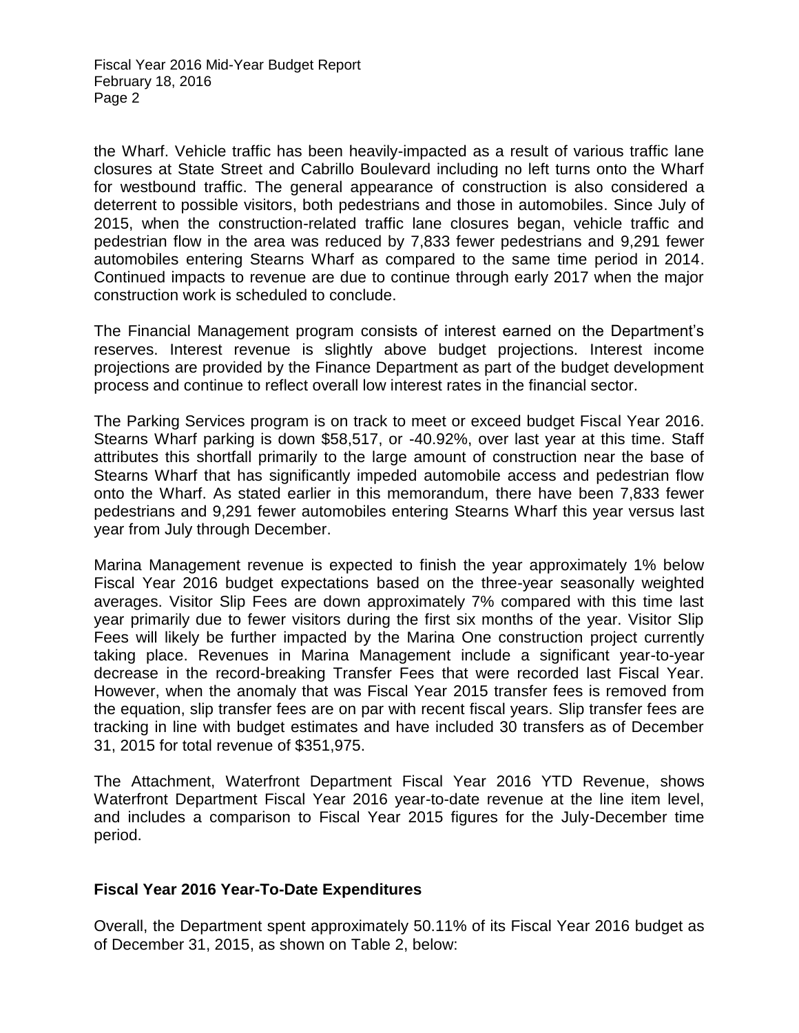the Wharf. Vehicle traffic has been heavily-impacted as a result of various traffic lane closures at State Street and Cabrillo Boulevard including no left turns onto the Wharf for westbound traffic. The general appearance of construction is also considered a deterrent to possible visitors, both pedestrians and those in automobiles. Since July of 2015, when the construction-related traffic lane closures began, vehicle traffic and pedestrian flow in the area was reduced by 7,833 fewer pedestrians and 9,291 fewer automobiles entering Stearns Wharf as compared to the same time period in 2014. Continued impacts to revenue are due to continue through early 2017 when the major construction work is scheduled to conclude.

The Financial Management program consists of interest earned on the Department's reserves. Interest revenue is slightly above budget projections. Interest income projections are provided by the Finance Department as part of the budget development process and continue to reflect overall low interest rates in the financial sector.

The Parking Services program is on track to meet or exceed budget Fiscal Year 2016. Stearns Wharf parking is down $58,517, or -40.92%, over last year at this time. Staff attributes this shortfall primarily to the large amount of construction near the base of Stearns Wharf that has significantly impeded automobile access and pedestrian flow onto the Wharf. As stated earlier in this memorandum, there have been 7,833 fewer pedestrians and 9,291 fewer automobiles entering Stearns Wharf this year versus last year from July through December.

Marina Management revenue is expected to finish the year approximately 1% below Fiscal Year 2016 budget expectations based on the three-year seasonally weighted averages. Visitor Slip Fees are down approximately 7% compared with this time last year primarily due to fewer visitors during the first six months of the year. Visitor Slip Fees will likely be further impacted by the Marina One construction project currently taking place. Revenues in Marina Management include a significant year-to-year decrease in the record-breaking Transfer Fees that were recorded last Fiscal Year. However, when the anomaly that was Fiscal Year 2015 transfer fees is removed from the equation, slip transfer fees are on par with recent fiscal years. Slip transfer fees are tracking in line with budget estimates and have included 30 transfers as of December 31, 2015 for total revenue of $351,975.

The Attachment, Waterfront Department Fiscal Year 2016 YTD Revenue, shows Waterfront Department Fiscal Year 2016 year-to-date revenue at the line item level, and includes a comparison to Fiscal Year 2015 figures for the July-December time period.

## Fiscal Year 2016 Year-To-Date Expenditures

Overall, the Department spent approximately 50.11% of its Fiscal Year 2016 budget as of December 31, 2015, as shown on Table 2, below: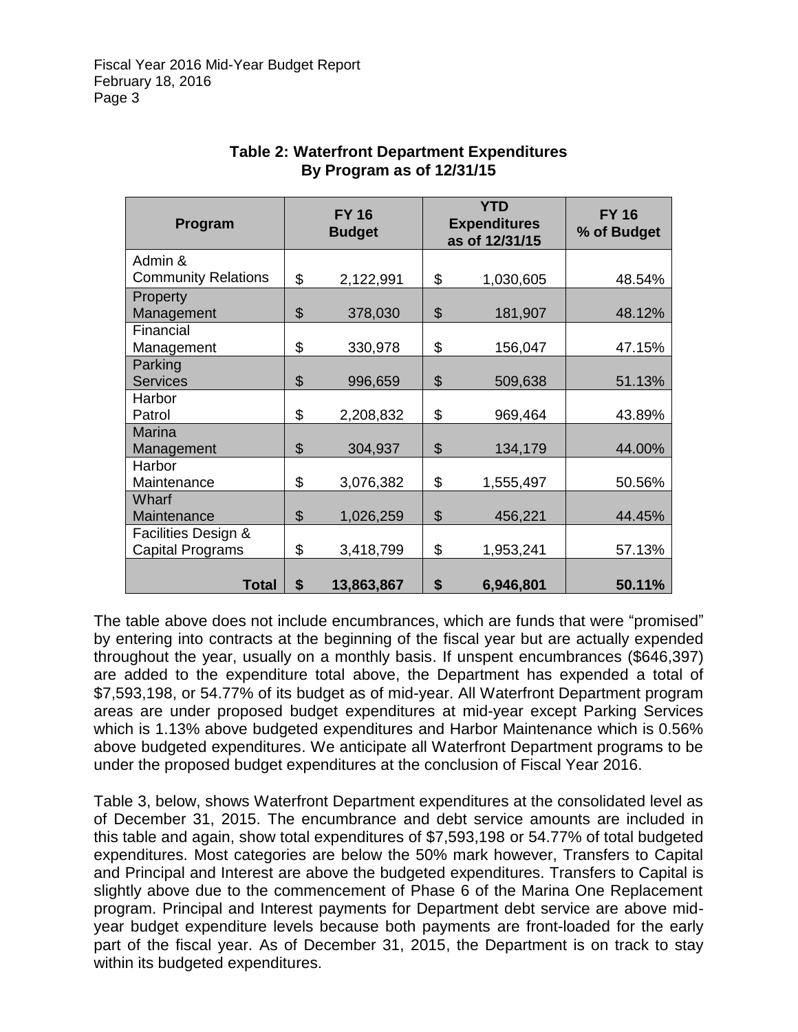**Table 2: Waterfront Department Expenditures By Program as of 12/31/15**

| Program | FY 16 Budget | YTD Expenditures as of 12/31/15 | FY 16 % of Budget |
|---|---|---|---|
| Admin & Community Relations | $ 2,122,991 | $ 1,030,605 | 48.54% |
| Property Management | $ 378,030 | $ 181,907 | 48.12% |
| Financial Management | $ 330,978 | $ 156,047 | 47.15% |
| Parking Services | $ 996,659 | $ 509,638 | 51.13% |
| Harbor Patrol | $ 2,208,832 | $ 969,464 | 43.89% |
| Marina Management | $ 304,937 | $ 134,179 | 44.00% |
| Harbor Maintenance | $ 3,076,382 | $ 1,555,497 | 50.56% |
| Wharf Maintenance | $ 1,026,259 | $ 456,221 | 44.45% |
| Facilities Design & Capital Programs | $ 3,418,799 | $ 1,953,241 | 57.13% |
| **Total** | **$ 13,863,867** | **$ 6,946,801** | **50.11%** |

The table above does not include encumbrances, which are funds that were "promised" by entering into contracts at the beginning of the fiscal year but are actually expended throughout the year, usually on a monthly basis. If unspent encumbrances ($646,397) are added to the expenditure total above, the Department has expended a total of $7,593,198, or 54.77% of its budget as of mid-year. All Waterfront Department program areas are under proposed budget expenditures at mid-year except Parking Services which is 1.13% above budgeted expenditures and Harbor Maintenance which is 0.56% above budgeted expenditures. We anticipate all Waterfront Department programs to be under the proposed budget expenditures at the conclusion of Fiscal Year 2016.

Table 3, below, shows Waterfront Department expenditures at the consolidated level as of December 31, 2015. The encumbrance and debt service amounts are included in this table and again, show total expenditures of $7,593,198 or 54.77% of total budgeted expenditures. Most categories are below the 50% mark however, Transfers to Capital and Principal and Interest are above the budgeted expenditures. Transfers to Capital is slightly above due to the commencement of Phase 6 of the Marina One Replacement program. Principal and Interest payments for Department debt service are above mid-year budget expenditure levels because both payments are front-loaded for the early part of the fiscal year. As of December 31, 2015, the Department is on track to stay within its budgeted expenditures.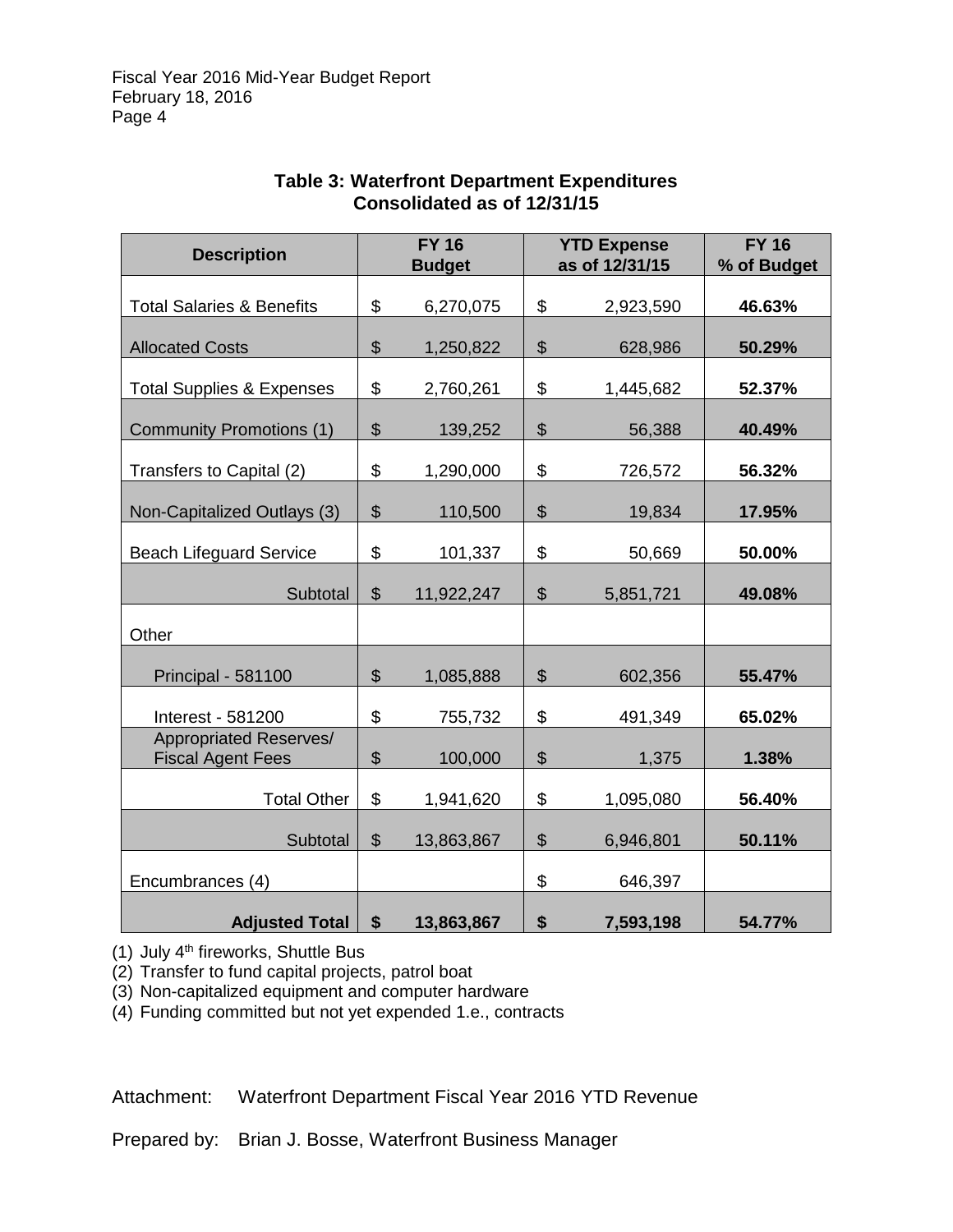**Table 3: Waterfront Department Expenditures**
**Consolidated as of 12/31/15**

| Description | FY 16 Budget | YTD Expense as of 12/31/15 | FY 16 % of Budget |
|---|---|---|---|
| Total Salaries & Benefits | $ 6,270,075 | $ 2,923,590 | **46.63%** |
| Allocated Costs | $ 1,250,822 | $ 628,986 | **50.29%** |
| Total Supplies & Expenses | $ 2,760,261 | $ 1,445,682 | **52.37%** |
| Community Promotions (1) | $ 139,252 | $ 56,388 | **40.49%** |
| Transfers to Capital (2) | $ 1,290,000 | $ 726,572 | **56.32%** |
| Non-Capitalized Outlays (3) | $ 110,500 | $ 19,834 | **17.95%** |
| Beach Lifeguard Service | $ 101,337 | $ 50,669 | **50.00%** |
| Subtotal | $ 11,922,247 | $ 5,851,721 | **49.08%** |
| Other | | | |
| Principal - 581100 | $ 1,085,888 | $ 602,356 | **55.47%** |
| Interest - 581200 | $ 755,732 | $ 491,349 | **65.02%** |
| Appropriated Reserves/ Fiscal Agent Fees | $ 100,000 | $ 1,375 | **1.38%** |
| Total Other | $ 1,941,620 | $ 1,095,080 | **56.40%** |
| Subtotal | $ 13,863,867 | $ 6,946,801 | **50.11%** |
| Encumbrances (4) | | $ 646,397 | |
| **Adjusted Total** | **$ 13,863,867** | **$ 7,593,198** | **54.77%** |

(1) July 4th fireworks, Shuttle Bus
(2) Transfer to fund capital projects, patrol boat
(3) Non-capitalized equipment and computer hardware
(4) Funding committed but not yet expended 1.e., contracts

Attachment: Waterfront Department Fiscal Year 2016 YTD Revenue

Prepared by: Brian J. Bosse, Waterfront Business Manager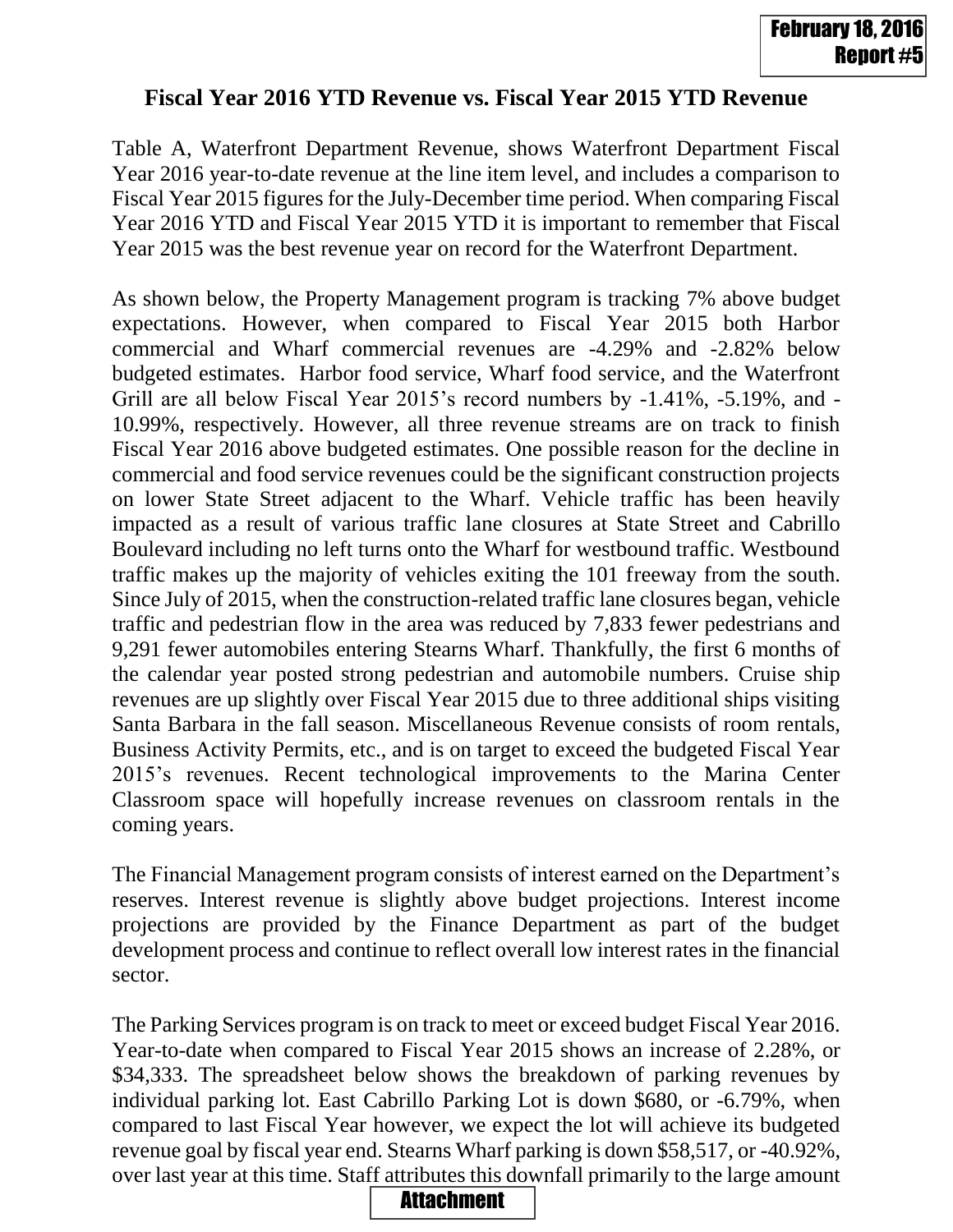# Fiscal Year 2016 YTD Revenue vs. Fiscal Year 2015 YTD Revenue

Table A, Waterfront Department Revenue, shows Waterfront Department Fiscal Year 2016 year-to-date revenue at the line item level, and includes a comparison to Fiscal Year 2015 figures for the July-December time period. When comparing Fiscal Year 2016 YTD and Fiscal Year 2015 YTD it is important to remember that Fiscal Year 2015 was the best revenue year on record for the Waterfront Department.

As shown below, the Property Management program is tracking 7% above budget expectations. However, when compared to Fiscal Year 2015 both Harbor commercial and Wharf commercial revenues are -4.29% and -2.82% below budgeted estimates. Harbor food service, Wharf food service, and the Waterfront Grill are all below Fiscal Year 2015's record numbers by -1.41%, -5.19%, and -10.99%, respectively. However, all three revenue streams are on track to finish Fiscal Year 2016 above budgeted estimates. One possible reason for the decline in commercial and food service revenues could be the significant construction projects on lower State Street adjacent to the Wharf. Vehicle traffic has been heavily impacted as a result of various traffic lane closures at State Street and Cabrillo Boulevard including no left turns onto the Wharf for westbound traffic. Westbound traffic makes up the majority of vehicles exiting the 101 freeway from the south. Since July of 2015, when the construction-related traffic lane closures began, vehicle traffic and pedestrian flow in the area was reduced by 7,833 fewer pedestrians and 9,291 fewer automobiles entering Stearns Wharf. Thankfully, the first 6 months of the calendar year posted strong pedestrian and automobile numbers. Cruise ship revenues are up slightly over Fiscal Year 2015 due to three additional ships visiting Santa Barbara in the fall season. Miscellaneous Revenue consists of room rentals, Business Activity Permits, etc., and is on target to exceed the budgeted Fiscal Year 2015's revenues. Recent technological improvements to the Marina Center Classroom space will hopefully increase revenues on classroom rentals in the coming years.

The Financial Management program consists of interest earned on the Department's reserves. Interest revenue is slightly above budget projections. Interest income projections are provided by the Finance Department as part of the budget development process and continue to reflect overall low interest rates in the financial sector.

The Parking Services program is on track to meet or exceed budget Fiscal Year 2016. Year-to-date when compared to Fiscal Year 2015 shows an increase of 2.28%, or $34,333. The spreadsheet below shows the breakdown of parking revenues by individual parking lot. East Cabrillo Parking Lot is down $680, or -6.79%, when compared to last Fiscal Year however, we expect the lot will achieve its budgeted revenue goal by fiscal year end. Stearns Wharf parking is down $58,517, or -40.92%, over last year at this time. Staff attributes this downfall primarily to the large amount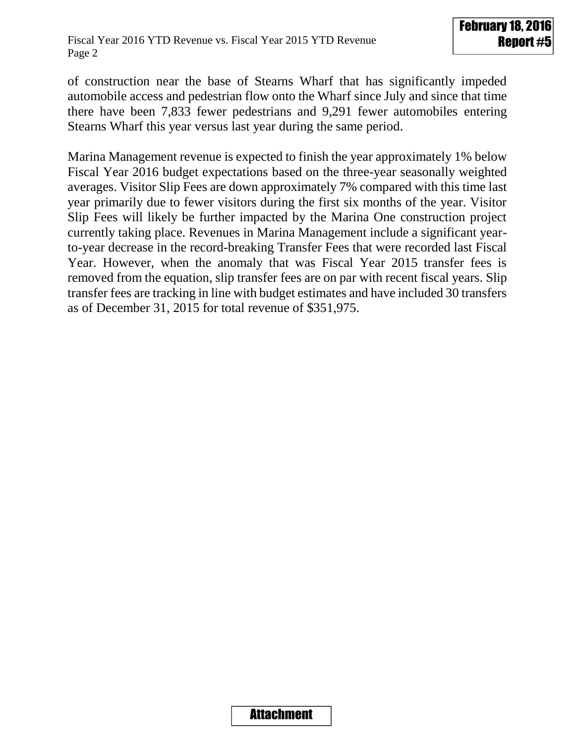of construction near the base of Stearns Wharf that has significantly impeded automobile access and pedestrian flow onto the Wharf since July and since that time there have been 7,833 fewer pedestrians and 9,291 fewer automobiles entering Stearns Wharf this year versus last year during the same period.

Marina Management revenue is expected to finish the year approximately 1% below Fiscal Year 2016 budget expectations based on the three-year seasonally weighted averages. Visitor Slip Fees are down approximately 7% compared with this time last year primarily due to fewer visitors during the first six months of the year. Visitor Slip Fees will likely be further impacted by the Marina One construction project currently taking place. Revenues in Marina Management include a significant year-to-year decrease in the record-breaking Transfer Fees that were recorded last Fiscal Year. However, when the anomaly that was Fiscal Year 2015 transfer fees is removed from the equation, slip transfer fees are on par with recent fiscal years. Slip transfer fees are tracking in line with budget estimates and have included 30 transfers as of December 31, 2015 for total revenue of $351,975.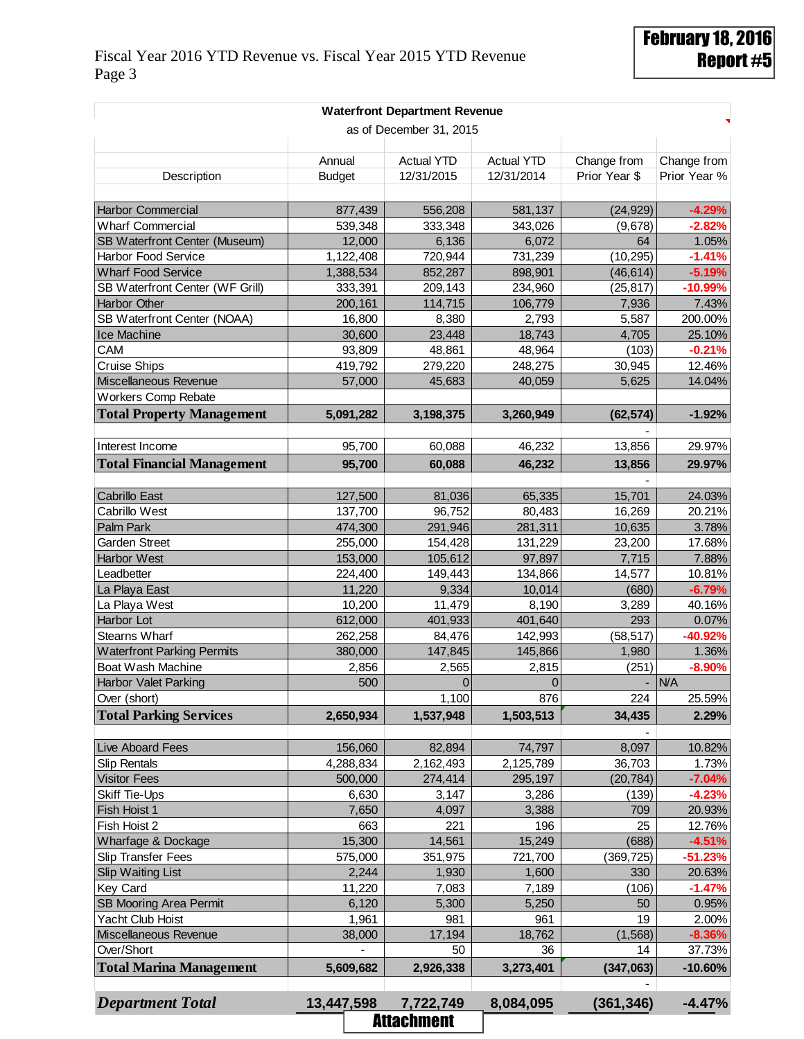Fiscal Year 2016 YTD Revenue vs. Fiscal Year 2015 YTD Revenue
Page 3

**February 18, 2016**
**Report #5**

**Waterfront Department Revenue**
as of December 31, 2015

| Description | Annual Budget | Actual YTD 12/31/2015 | Actual YTD 12/31/2014 | Change from Prior Year $ | Change from Prior Year % |
|---|---|---|---|---|---|
| Harbor Commercial | 877,439 | 556,208 | 581,137 | (24,929) | -4.29% |
| Wharf Commercial | 539,348 | 333,348 | 343,026 | (9,678) | -2.82% |
| SB Waterfront Center (Museum) | 12,000 | 6,136 | 6,072 | 64 | 1.05% |
| Harbor Food Service | 1,122,408 | 720,944 | 731,239 | (10,295) | -1.41% |
| Wharf Food Service | 1,388,534 | 852,287 | 898,901 | (46,614) | -5.19% |
| SB Waterfront Center (WF Grill) | 333,391 | 209,143 | 234,960 | (25,817) | -10.99% |
| Harbor Other | 200,161 | 114,715 | 106,779 | 7,936 | 7.43% |
| SB Waterfront Center (NOAA) | 16,800 | 8,380 | 2,793 | 5,587 | 200.00% |
| Ice Machine | 30,600 | 23,448 | 18,743 | 4,705 | 25.10% |
| CAM | 93,809 | 48,861 | 48,964 | (103) | -0.21% |
| Cruise Ships | 419,792 | 279,220 | 248,275 | 30,945 | 12.46% |
| Miscellaneous Revenue | 57,000 | 45,683 | 40,059 | 5,625 | 14.04% |
| Workers Comp Rebate | | | | | |
| **Total Property Management** | **5,091,282** | **3,198,375** | **3,260,949** | **(62,574)** | **-1.92%** |
| | | | | - | |
| Interest Income | 95,700 | 60,088 | 46,232 | 13,856 | 29.97% |
| **Total Financial Management** | **95,700** | **60,088** | **46,232** | **13,856** | **29.97%** |
| | | | | - | |
| Cabrillo East | 127,500 | 81,036 | 65,335 | 15,701 | 24.03% |
| Cabrillo West | 137,700 | 96,752 | 80,483 | 16,269 | 20.21% |
| Palm Park | 474,300 | 291,946 | 281,311 | 10,635 | 3.78% |
| Garden Street | 255,000 | 154,428 | 131,229 | 23,200 | 17.68% |
| Harbor West | 153,000 | 105,612 | 97,897 | 7,715 | 7.88% |
| Leadbetter | 224,400 | 149,443 | 134,866 | 14,577 | 10.81% |
| La Playa East | 11,220 | 9,334 | 10,014 | (680) | -6.79% |
| La Playa West | 10,200 | 11,479 | 8,190 | 3,289 | 40.16% |
| Harbor Lot | 612,000 | 401,933 | 401,640 | 293 | 0.07% |
| Stearns Wharf | 262,258 | 84,476 | 142,993 | (58,517) | -40.92% |
| Waterfront Parking Permits | 380,000 | 147,845 | 145,866 | 1,980 | 1.36% |
| Boat Wash Machine | 2,856 | 2,565 | 2,815 | (251) | -8.90% |
| Harbor Valet Parking | 500 | 0 | 0 | - | N/A |
| Over (short) | | 1,100 | 876 | 224 | 25.59% |
| **Total Parking Services** | **2,650,934** | **1,537,948** | **1,503,513** | **34,435** | **2.29%** |
| | | | | - | |
| Live Aboard Fees | 156,060 | 82,894 | 74,797 | 8,097 | 10.82% |
| Slip Rentals | 4,288,834 | 2,162,493 | 2,125,789 | 36,703 | 1.73% |
| Visitor Fees | 500,000 | 274,414 | 295,197 | (20,784) | -7.04% |
| Skiff Tie-Ups | 6,630 | 3,147 | 3,286 | (139) | -4.23% |
| Fish Hoist 1 | 7,650 | 4,097 | 3,388 | 709 | 20.93% |
| Fish Hoist 2 | 663 | 221 | 196 | 25 | 12.76% |
| Wharfage & Dockage | 15,300 | 14,561 | 15,249 | (688) | -4.51% |
| Slip Transfer Fees | 575,000 | 351,975 | 721,700 | (369,725) | -51.23% |
| Slip Waiting List | 2,244 | 1,930 | 1,600 | 330 | 20.63% |
| Key Card | 11,220 | 7,083 | 7,189 | (106) | -1.47% |
| SB Mooring Area Permit | 6,120 | 5,300 | 5,250 | 50 | 0.95% |
| Yacht Club Hoist | 1,961 | 981 | 961 | 19 | 2.00% |
| Miscellaneous Revenue | 38,000 | 17,194 | 18,762 | (1,568) | -8.36% |
| Over/Short | - | 50 | 36 | 14 | 37.73% |
| **Total Marina Management** | **5,609,682** | **2,926,338** | **3,273,401** | **(347,063)** | **-10.60%** |
| | | | | - | |
| ***Department Total*** | **13,447,598** | **7,722,749** | **8,084,095** | **(361,346)** | **-4.47%** |

**Attachment**